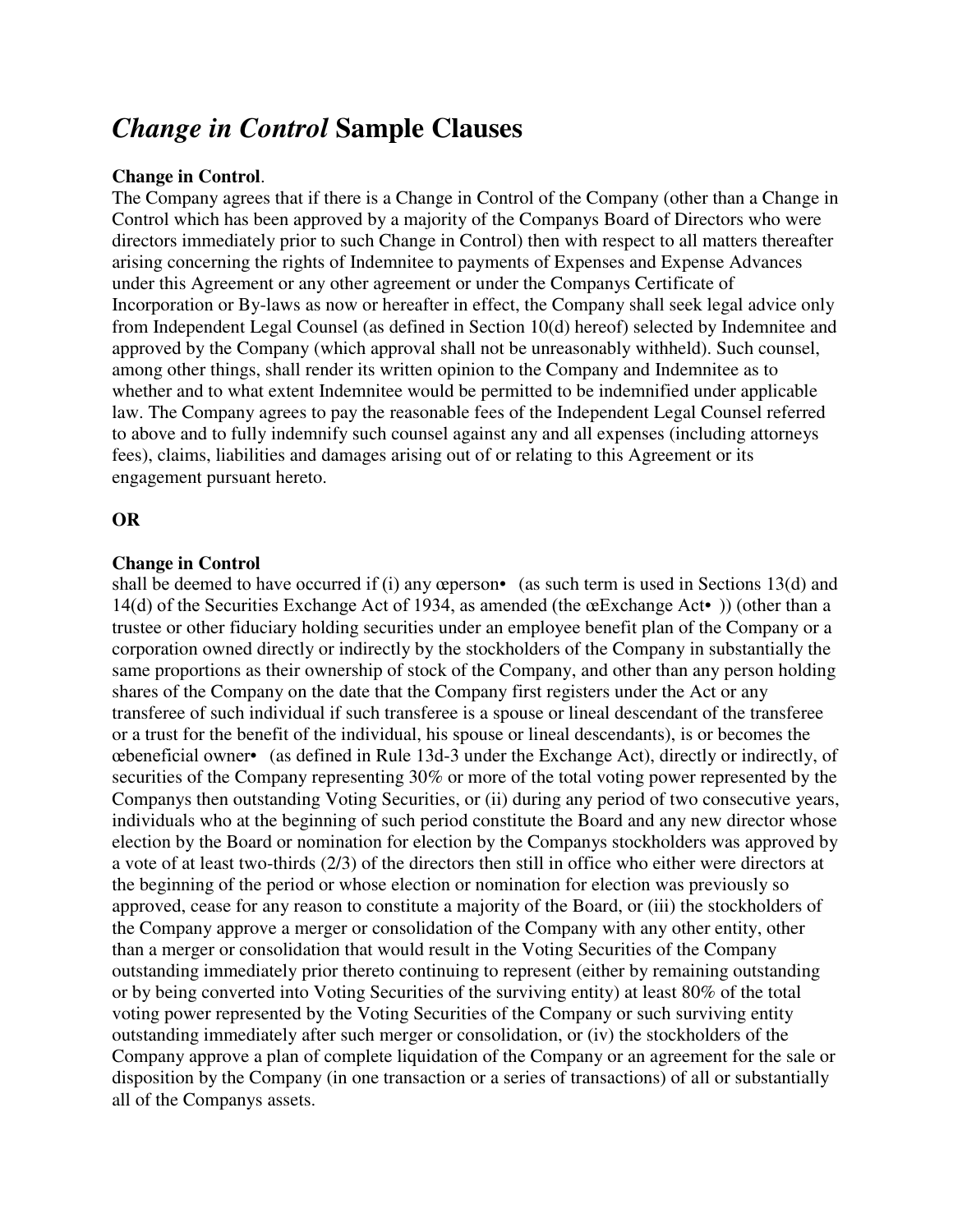# *Change in Control* Sample Clauses

**Change in Control**.

The Company agrees that if there is a Change in Control of the Company (other than a Change in Control which has been approved by a majority of the Companys Board of Directors who were directors immediately prior to such Change in Control) then with respect to all matters thereafter arising concerning the rights of Indemnitee to payments of Expenses and Expense Advances under this Agreement or any other agreement or under the Companys Certificate of Incorporation or By-laws as now or hereafter in effect, the Company shall seek legal advice only from Independent Legal Counsel (as defined in Section 10(d) hereof) selected by Indemnitee and approved by the Company (which approval shall not be unreasonably withheld). Such counsel, among other things, shall render its written opinion to the Company and Indemnitee as to whether and to what extent Indemnitee would be permitted to be indemnified under applicable law. The Company agrees to pay the reasonable fees of the Independent Legal Counsel referred to above and to fully indemnify such counsel against any and all expenses (including attorneys fees), claims, liabilities and damages arising out of or relating to this Agreement or its engagement pursuant hereto.

**OR**

**Change in Control**

shall be deemed to have occurred if (i) any œperson• (as such term is used in Sections 13(d) and 14(d) of the Securities Exchange Act of 1934, as amended (the œExchange Act• )) (other than a trustee or other fiduciary holding securities under an employee benefit plan of the Company or a corporation owned directly or indirectly by the stockholders of the Company in substantially the same proportions as their ownership of stock of the Company, and other than any person holding shares of the Company on the date that the Company first registers under the Act or any transferee of such individual if such transferee is a spouse or lineal descendant of the transferee or a trust for the benefit of the individual, his spouse or lineal descendants), is or becomes the œbeneficial owner• (as defined in Rule 13d-3 under the Exchange Act), directly or indirectly, of securities of the Company representing 30% or more of the total voting power represented by the Companys then outstanding Voting Securities, or (ii) during any period of two consecutive years, individuals who at the beginning of such period constitute the Board and any new director whose election by the Board or nomination for election by the Companys stockholders was approved by a vote of at least two-thirds (2/3) of the directors then still in office who either were directors at the beginning of the period or whose election or nomination for election was previously so approved, cease for any reason to constitute a majority of the Board, or (iii) the stockholders of the Company approve a merger or consolidation of the Company with any other entity, other than a merger or consolidation that would result in the Voting Securities of the Company outstanding immediately prior thereto continuing to represent (either by remaining outstanding or by being converted into Voting Securities of the surviving entity) at least 80% of the total voting power represented by the Voting Securities of the Company or such surviving entity outstanding immediately after such merger or consolidation, or (iv) the stockholders of the Company approve a plan of complete liquidation of the Company or an agreement for the sale or disposition by the Company (in one transaction or a series of transactions) of all or substantially all of the Companys assets.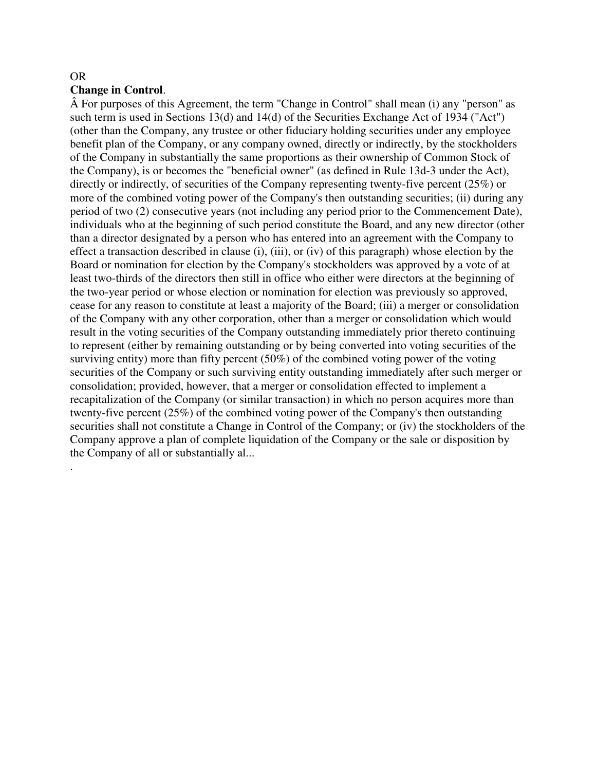OR

**Change in Control**.

Â For purposes of this Agreement, the term "Change in Control" shall mean (i) any "person" as such term is used in Sections 13(d) and 14(d) of the Securities Exchange Act of 1934 ("Act") (other than the Company, any trustee or other fiduciary holding securities under any employee benefit plan of the Company, or any company owned, directly or indirectly, by the stockholders of the Company in substantially the same proportions as their ownership of Common Stock of the Company), is or becomes the "beneficial owner" (as defined in Rule 13d-3 under the Act), directly or indirectly, of securities of the Company representing twenty-five percent (25%) or more of the combined voting power of the Company's then outstanding securities; (ii) during any period of two (2) consecutive years (not including any period prior to the Commencement Date), individuals who at the beginning of such period constitute the Board, and any new director (other than a director designated by a person who has entered into an agreement with the Company to effect a transaction described in clause (i), (iii), or (iv) of this paragraph) whose election by the Board or nomination for election by the Company's stockholders was approved by a vote of at least two-thirds of the directors then still in office who either were directors at the beginning of the two-year period or whose election or nomination for election was previously so approved, cease for any reason to constitute at least a majority of the Board; (iii) a merger or consolidation of the Company with any other corporation, other than a merger or consolidation which would result in the voting securities of the Company outstanding immediately prior thereto continuing to represent (either by remaining outstanding or by being converted into voting securities of the surviving entity) more than fifty percent (50%) of the combined voting power of the voting securities of the Company or such surviving entity outstanding immediately after such merger or consolidation; provided, however, that a merger or consolidation effected to implement a recapitalization of the Company (or similar transaction) in which no person acquires more than twenty-five percent (25%) of the combined voting power of the Company's then outstanding securities shall not constitute a Change in Control of the Company; or (iv) the stockholders of the Company approve a plan of complete liquidation of the Company or the sale or disposition by the Company of all or substantially al...

.